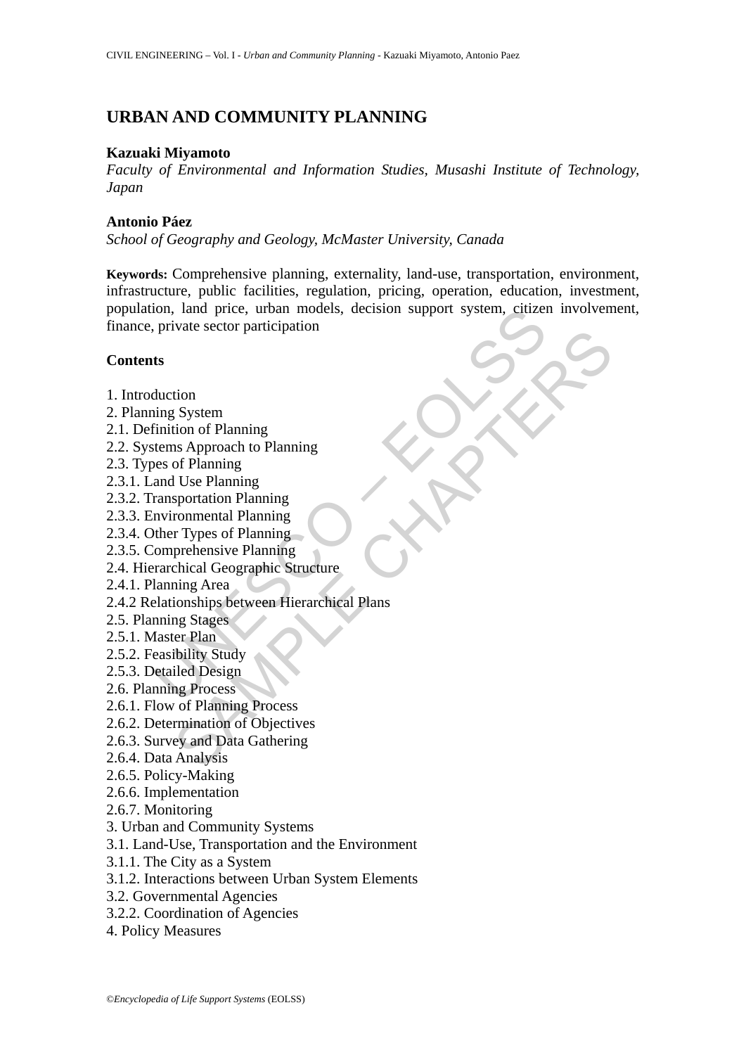# URBAN AND COMMUNITY PLANNING

**Kazuaki Miyamoto**

*Faculty of Environmental and Information Studies, Musashi Institute of Technology, Japan*

**Antonio Páez**

*School of Geography and Geology, McMaster University, Canada*

**Keywords:** Comprehensive planning, externality, land-use, transportation, environment, infrastructure, public facilities, regulation, pricing, operation, education, investment, population, land price, urban models, decision support system, citizen involvement, finance, private sector participation

**Contents**

1. Introduction
2. Planning System
2.1. Definition of Planning
2.2. Systems Approach to Planning
2.3. Types of Planning
2.3.1. Land Use Planning
2.3.2. Transportation Planning
2.3.3. Environmental Planning
2.3.4. Other Types of Planning
2.3.5. Comprehensive Planning
2.4. Hierarchical Geographic Structure
2.4.1. Planning Area
2.4.2 Relationships between Hierarchical Plans
2.5. Planning Stages
2.5.1. Master Plan
2.5.2. Feasibility Study
2.5.3. Detailed Design
2.6. Planning Process
2.6.1. Flow of Planning Process
2.6.2. Determination of Objectives
2.6.3. Survey and Data Gathering
2.6.4. Data Analysis
2.6.5. Policy-Making
2.6.6. Implementation
2.6.7. Monitoring
3. Urban and Community Systems
3.1. Land-Use, Transportation and the Environment
3.1.1. The City as a System
3.1.2. Interactions between Urban System Elements
3.2. Governmental Agencies
3.2.2. Coordination of Agencies
4. Policy Measures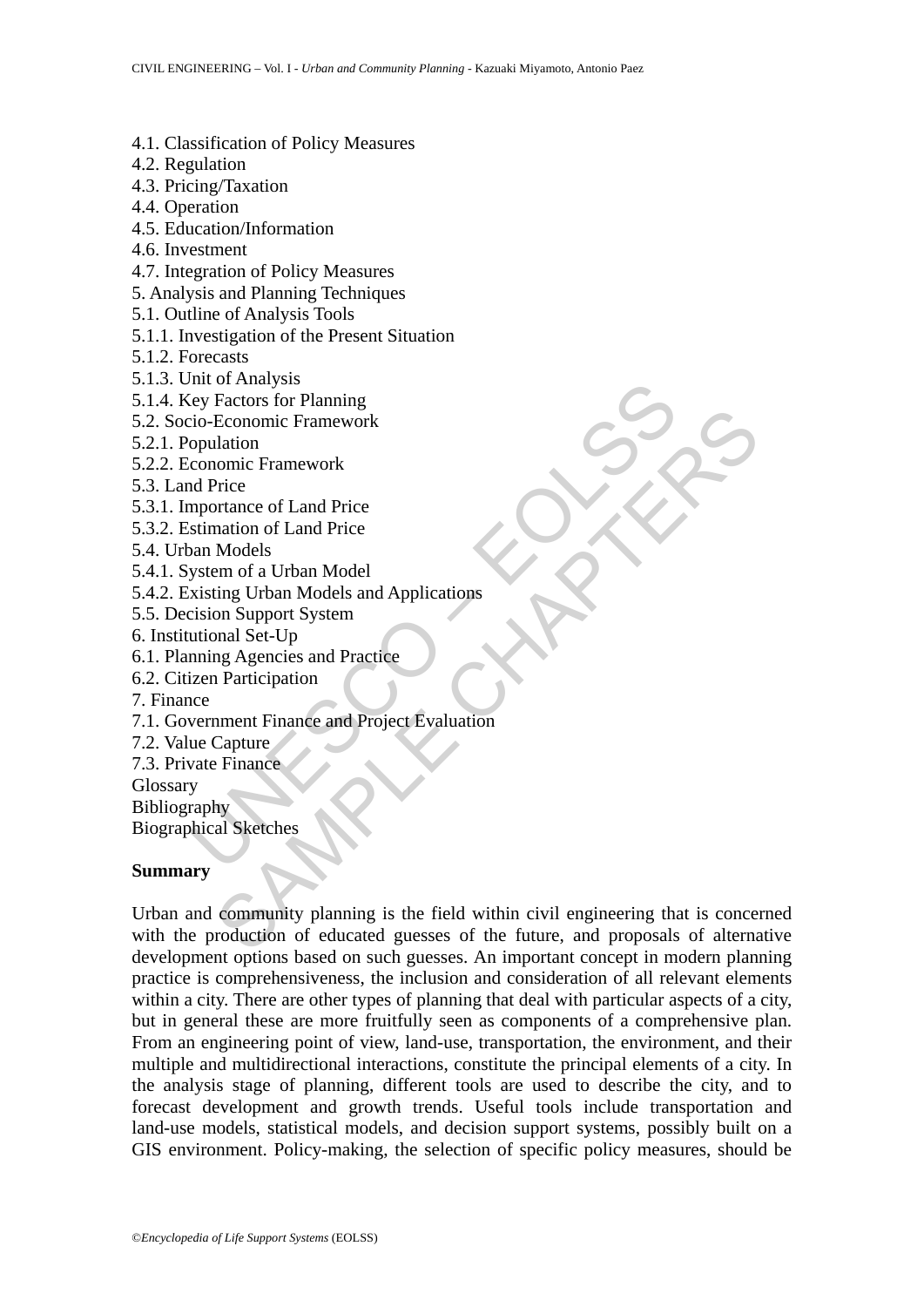4.1. Classification of Policy Measures
4.2. Regulation
4.3. Pricing/Taxation
4.4. Operation
4.5. Education/Information
4.6. Investment
4.7. Integration of Policy Measures
5. Analysis and Planning Techniques
5.1. Outline of Analysis Tools
5.1.1. Investigation of the Present Situation
5.1.2. Forecasts
5.1.3. Unit of Analysis
5.1.4. Key Factors for Planning
5.2. Socio-Economic Framework
5.2.1. Population
5.2.2. Economic Framework
5.3. Land Price
5.3.1. Importance of Land Price
5.3.2. Estimation of Land Price
5.4. Urban Models
5.4.1. System of a Urban Model
5.4.2. Existing Urban Models and Applications
5.5. Decision Support System
6. Institutional Set-Up
6.1. Planning Agencies and Practice
6.2. Citizen Participation
7. Finance
7.1. Government Finance and Project Evaluation
7.2. Value Capture
7.3. Private Finance
Glossary
Bibliography
Biographical Sketches

## Summary

Urban and community planning is the field within civil engineering that is concerned with the production of educated guesses of the future, and proposals of alternative development options based on such guesses. An important concept in modern planning practice is comprehensiveness, the inclusion and consideration of all relevant elements within a city. There are other types of planning that deal with particular aspects of a city, but in general these are more fruitfully seen as components of a comprehensive plan. From an engineering point of view, land-use, transportation, the environment, and their multiple and multidirectional interactions, constitute the principal elements of a city. In the analysis stage of planning, different tools are used to describe the city, and to forecast development and growth trends. Useful tools include transportation and land-use models, statistical models, and decision support systems, possibly built on a GIS environment. Policy-making, the selection of specific policy measures, should be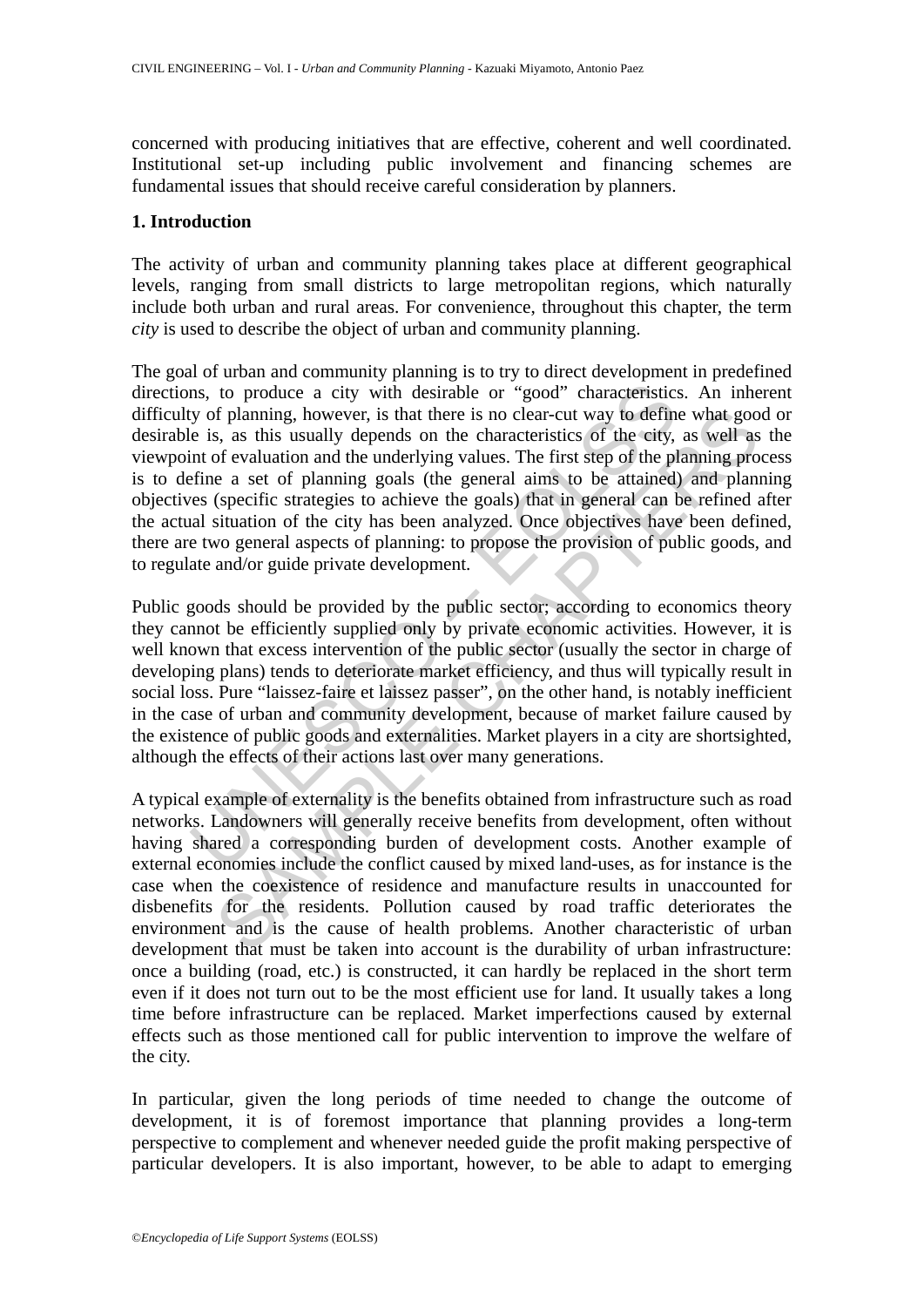concerned with producing initiatives that are effective, coherent and well coordinated. Institutional set-up including public involvement and financing schemes are fundamental issues that should receive careful consideration by planners.

## 1. Introduction

The activity of urban and community planning takes place at different geographical levels, ranging from small districts to large metropolitan regions, which naturally include both urban and rural areas. For convenience, throughout this chapter, the term *city* is used to describe the object of urban and community planning.

The goal of urban and community planning is to try to direct development in predefined directions, to produce a city with desirable or "good" characteristics. An inherent difficulty of planning, however, is that there is no clear-cut way to define what good or desirable is, as this usually depends on the characteristics of the city, as well as the viewpoint of evaluation and the underlying values. The first step of the planning process is to define a set of planning goals (the general aims to be attained) and planning objectives (specific strategies to achieve the goals) that in general can be refined after the actual situation of the city has been analyzed. Once objectives have been defined, there are two general aspects of planning: to propose the provision of public goods, and to regulate and/or guide private development.

Public goods should be provided by the public sector; according to economics theory they cannot be efficiently supplied only by private economic activities. However, it is well known that excess intervention of the public sector (usually the sector in charge of developing plans) tends to deteriorate market efficiency, and thus will typically result in social loss. Pure "laissez-faire et laissez passer", on the other hand, is notably inefficient in the case of urban and community development, because of market failure caused by the existence of public goods and externalities. Market players in a city are shortsighted, although the effects of their actions last over many generations.

A typical example of externality is the benefits obtained from infrastructure such as road networks. Landowners will generally receive benefits from development, often without having shared a corresponding burden of development costs. Another example of external economies include the conflict caused by mixed land-uses, as for instance is the case when the coexistence of residence and manufacture results in unaccounted for disbenefits for the residents. Pollution caused by road traffic deteriorates the environment and is the cause of health problems. Another characteristic of urban development that must be taken into account is the durability of urban infrastructure: once a building (road, etc.) is constructed, it can hardly be replaced in the short term even if it does not turn out to be the most efficient use for land. It usually takes a long time before infrastructure can be replaced. Market imperfections caused by external effects such as those mentioned call for public intervention to improve the welfare of the city.

In particular, given the long periods of time needed to change the outcome of development, it is of foremost importance that planning provides a long-term perspective to complement and whenever needed guide the profit making perspective of particular developers. It is also important, however, to be able to adapt to emerging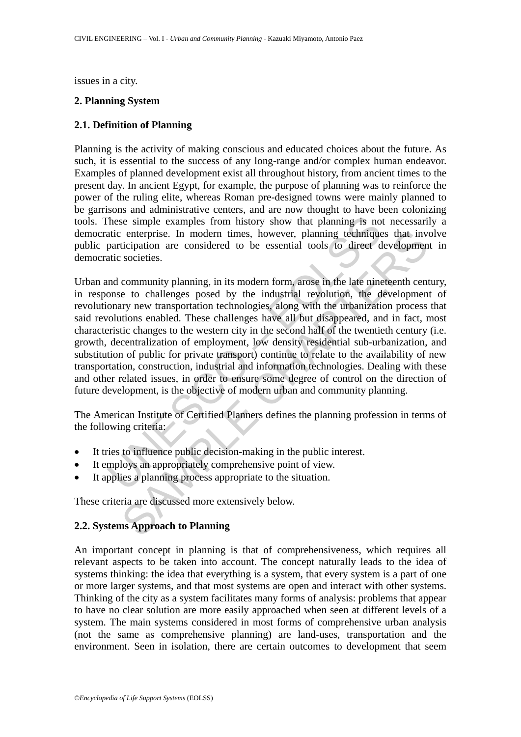issues in a city.

## 2. Planning System

### 2.1. Definition of Planning

Planning is the activity of making conscious and educated choices about the future. As such, it is essential to the success of any long-range and/or complex human endeavor. Examples of planned development exist all throughout history, from ancient times to the present day. In ancient Egypt, for example, the purpose of planning was to reinforce the power of the ruling elite, whereas Roman pre-designed towns were mainly planned to be garrisons and administrative centers, and are now thought to have been colonizing tools. These simple examples from history show that planning is not necessarily a democratic enterprise. In modern times, however, planning techniques that involve public participation are considered to be essential tools to direct development in democratic societies.

Urban and community planning, in its modern form, arose in the late nineteenth century, in response to challenges posed by the industrial revolution, the development of revolutionary new transportation technologies, along with the urbanization process that said revolutions enabled. These challenges have all but disappeared, and in fact, most characteristic changes to the western city in the second half of the twentieth century (i.e. growth, decentralization of employment, low density residential sub-urbanization, and substitution of public for private transport) continue to relate to the availability of new transportation, construction, industrial and information technologies. Dealing with these and other related issues, in order to ensure some degree of control on the direction of future development, is the objective of modern urban and community planning.

The American Institute of Certified Planners defines the planning profession in terms of the following criteria:

- It tries to influence public decision-making in the public interest.
- It employs an appropriately comprehensive point of view.
- It applies a planning process appropriate to the situation.

These criteria are discussed more extensively below.

### 2.2. Systems Approach to Planning

An important concept in planning is that of comprehensiveness, which requires all relevant aspects to be taken into account. The concept naturally leads to the idea of systems thinking: the idea that everything is a system, that every system is a part of one or more larger systems, and that most systems are open and interact with other systems. Thinking of the city as a system facilitates many forms of analysis: problems that appear to have no clear solution are more easily approached when seen at different levels of a system. The main systems considered in most forms of comprehensive urban analysis (not the same as comprehensive planning) are land-uses, transportation and the environment. Seen in isolation, there are certain outcomes to development that seem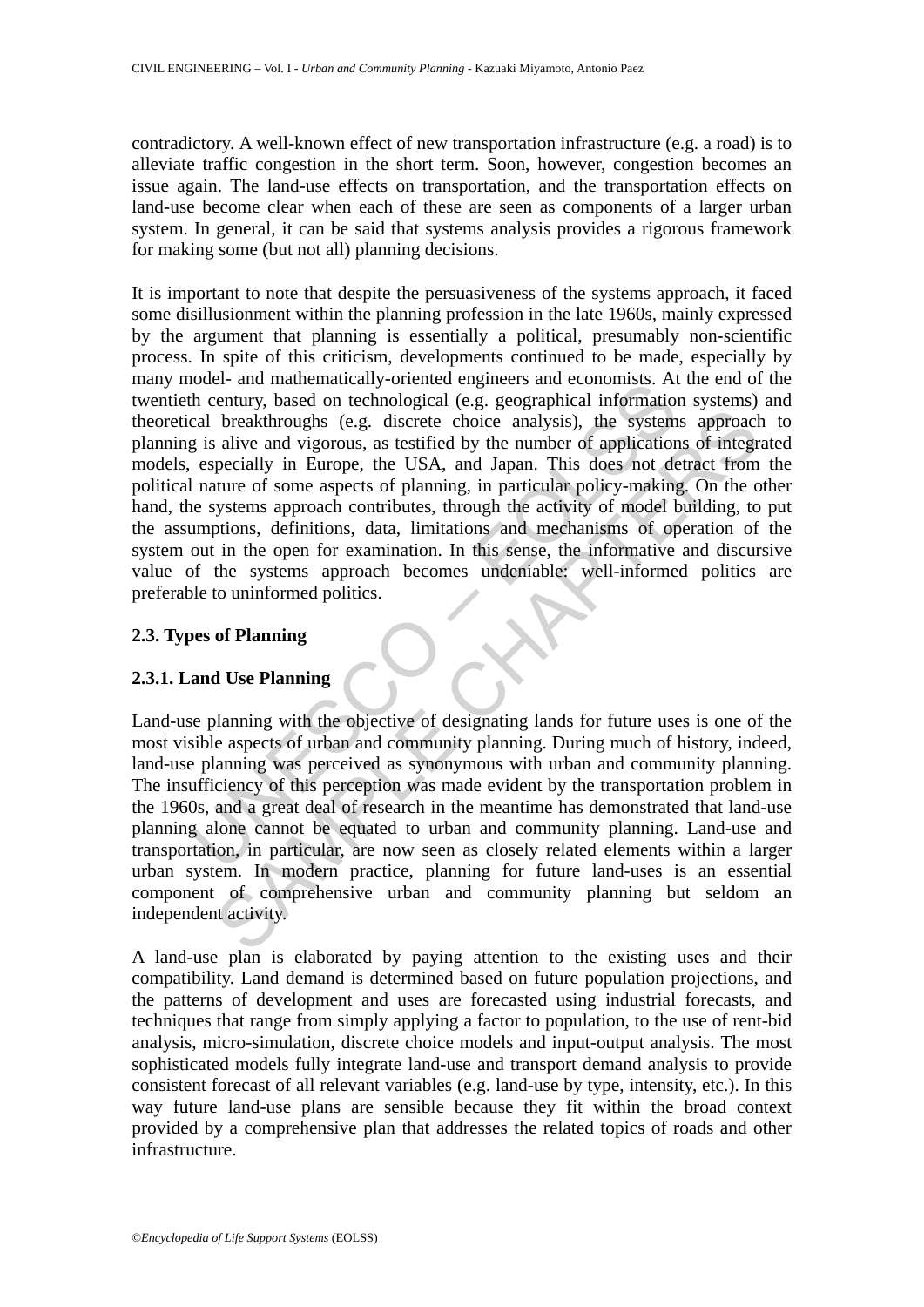contradictory. A well-known effect of new transportation infrastructure (e.g. a road) is to alleviate traffic congestion in the short term. Soon, however, congestion becomes an issue again. The land-use effects on transportation, and the transportation effects on land-use become clear when each of these are seen as components of a larger urban system. In general, it can be said that systems analysis provides a rigorous framework for making some (but not all) planning decisions.

It is important to note that despite the persuasiveness of the systems approach, it faced some disillusionment within the planning profession in the late 1960s, mainly expressed by the argument that planning is essentially a political, presumably non-scientific process. In spite of this criticism, developments continued to be made, especially by many model- and mathematically-oriented engineers and economists. At the end of the twentieth century, based on technological (e.g. geographical information systems) and theoretical breakthroughs (e.g. discrete choice analysis), the systems approach to planning is alive and vigorous, as testified by the number of applications of integrated models, especially in Europe, the USA, and Japan. This does not detract from the political nature of some aspects of planning, in particular policy-making. On the other hand, the systems approach contributes, through the activity of model building, to put the assumptions, definitions, data, limitations and mechanisms of operation of the system out in the open for examination. In this sense, the informative and discursive value of the systems approach becomes undeniable: well-informed politics are preferable to uninformed politics.

### 2.3. Types of Planning

#### 2.3.1. Land Use Planning

Land-use planning with the objective of designating lands for future uses is one of the most visible aspects of urban and community planning. During much of history, indeed, land-use planning was perceived as synonymous with urban and community planning. The insufficiency of this perception was made evident by the transportation problem in the 1960s, and a great deal of research in the meantime has demonstrated that land-use planning alone cannot be equated to urban and community planning. Land-use and transportation, in particular, are now seen as closely related elements within a larger urban system. In modern practice, planning for future land-uses is an essential component of comprehensive urban and community planning but seldom an independent activity.

A land-use plan is elaborated by paying attention to the existing uses and their compatibility. Land demand is determined based on future population projections, and the patterns of development and uses are forecasted using industrial forecasts, and techniques that range from simply applying a factor to population, to the use of rent-bid analysis, micro-simulation, discrete choice models and input-output analysis. The most sophisticated models fully integrate land-use and transport demand analysis to provide consistent forecast of all relevant variables (e.g. land-use by type, intensity, etc.). In this way future land-use plans are sensible because they fit within the broad context provided by a comprehensive plan that addresses the related topics of roads and other infrastructure.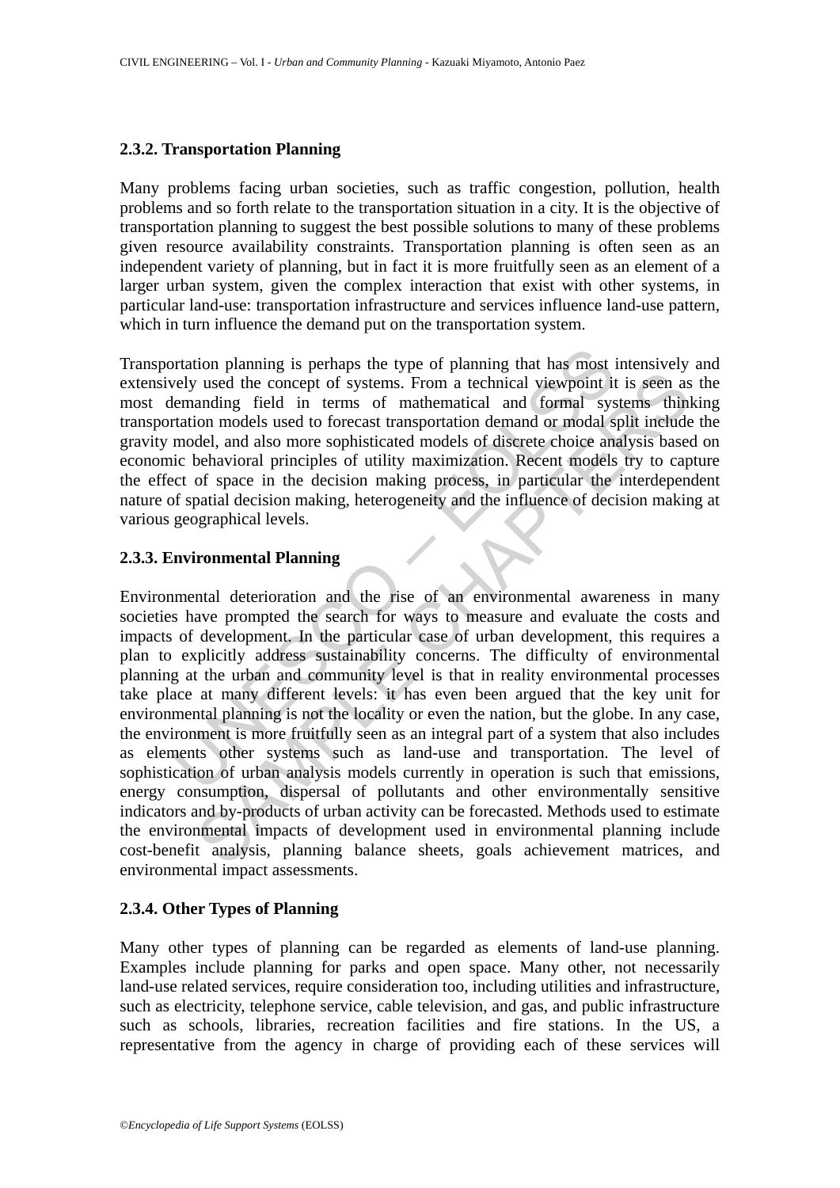### 2.3.2. Transportation Planning

Many problems facing urban societies, such as traffic congestion, pollution, health problems and so forth relate to the transportation situation in a city. It is the objective of transportation planning to suggest the best possible solutions to many of these problems given resource availability constraints. Transportation planning is often seen as an independent variety of planning, but in fact it is more fruitfully seen as an element of a larger urban system, given the complex interaction that exist with other systems, in particular land-use: transportation infrastructure and services influence land-use pattern, which in turn influence the demand put on the transportation system.

Transportation planning is perhaps the type of planning that has most intensively and extensively used the concept of systems. From a technical viewpoint it is seen as the most demanding field in terms of mathematical and formal systems thinking transportation models used to forecast transportation demand or modal split include the gravity model, and also more sophisticated models of discrete choice analysis based on economic behavioral principles of utility maximization. Recent models try to capture the effect of space in the decision making process, in particular the interdependent nature of spatial decision making, heterogeneity and the influence of decision making at various geographical levels.

### 2.3.3. Environmental Planning

Environmental deterioration and the rise of an environmental awareness in many societies have prompted the search for ways to measure and evaluate the costs and impacts of development. In the particular case of urban development, this requires a plan to explicitly address sustainability concerns. The difficulty of environmental planning at the urban and community level is that in reality environmental processes take place at many different levels: it has even been argued that the key unit for environmental planning is not the locality or even the nation, but the globe. In any case, the environment is more fruitfully seen as an integral part of a system that also includes as elements other systems such as land-use and transportation. The level of sophistication of urban analysis models currently in operation is such that emissions, energy consumption, dispersal of pollutants and other environmentally sensitive indicators and by-products of urban activity can be forecasted. Methods used to estimate the environmental impacts of development used in environmental planning include cost-benefit analysis, planning balance sheets, goals achievement matrices, and environmental impact assessments.

### 2.3.4. Other Types of Planning

Many other types of planning can be regarded as elements of land-use planning. Examples include planning for parks and open space. Many other, not necessarily land-use related services, require consideration too, including utilities and infrastructure, such as electricity, telephone service, cable television, and gas, and public infrastructure such as schools, libraries, recreation facilities and fire stations. In the US, a representative from the agency in charge of providing each of these services will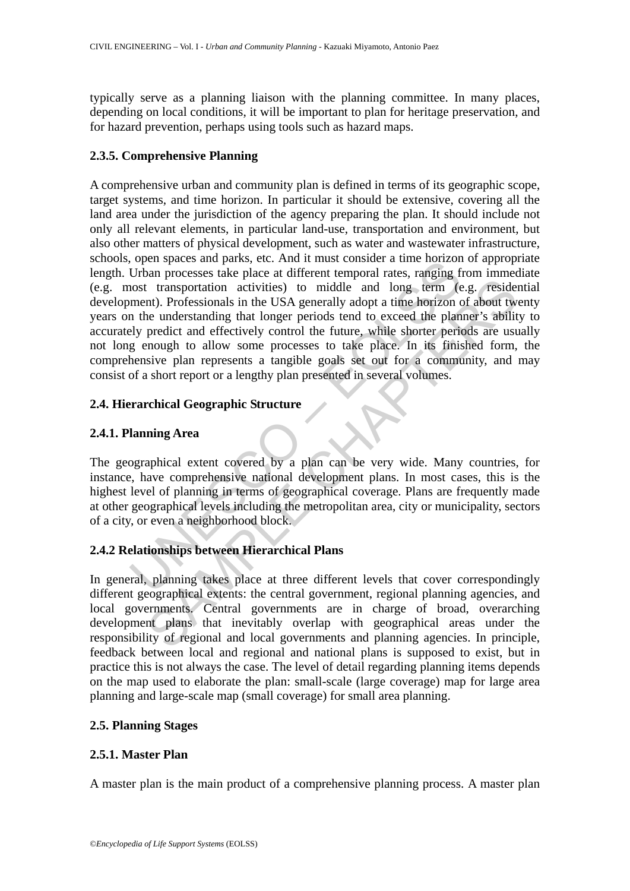typically serve as a planning liaison with the planning committee. In many places, depending on local conditions, it will be important to plan for heritage preservation, and for hazard prevention, perhaps using tools such as hazard maps.

### 2.3.5. Comprehensive Planning

A comprehensive urban and community plan is defined in terms of its geographic scope, target systems, and time horizon. In particular it should be extensive, covering all the land area under the jurisdiction of the agency preparing the plan. It should include not only all relevant elements, in particular land-use, transportation and environment, but also other matters of physical development, such as water and wastewater infrastructure, schools, open spaces and parks, etc. And it must consider a time horizon of appropriate length. Urban processes take place at different temporal rates, ranging from immediate (e.g. most transportation activities) to middle and long term (e.g. residential development). Professionals in the USA generally adopt a time horizon of about twenty years on the understanding that longer periods tend to exceed the planner's ability to accurately predict and effectively control the future, while shorter periods are usually not long enough to allow some processes to take place. In its finished form, the comprehensive plan represents a tangible goals set out for a community, and may consist of a short report or a lengthy plan presented in several volumes.

## 2.4. Hierarchical Geographic Structure

### 2.4.1. Planning Area

The geographical extent covered by a plan can be very wide. Many countries, for instance, have comprehensive national development plans. In most cases, this is the highest level of planning in terms of geographical coverage. Plans are frequently made at other geographical levels including the metropolitan area, city or municipality, sectors of a city, or even a neighborhood block.

### 2.4.2 Relationships between Hierarchical Plans

In general, planning takes place at three different levels that cover correspondingly different geographical extents: the central government, regional planning agencies, and local governments. Central governments are in charge of broad, overarching development plans that inevitably overlap with geographical areas under the responsibility of regional and local governments and planning agencies. In principle, feedback between local and regional and national plans is supposed to exist, but in practice this is not always the case. The level of detail regarding planning items depends on the map used to elaborate the plan: small-scale (large coverage) map for large area planning and large-scale map (small coverage) for small area planning.

## 2.5. Planning Stages

### 2.5.1. Master Plan

A master plan is the main product of a comprehensive planning process. A master plan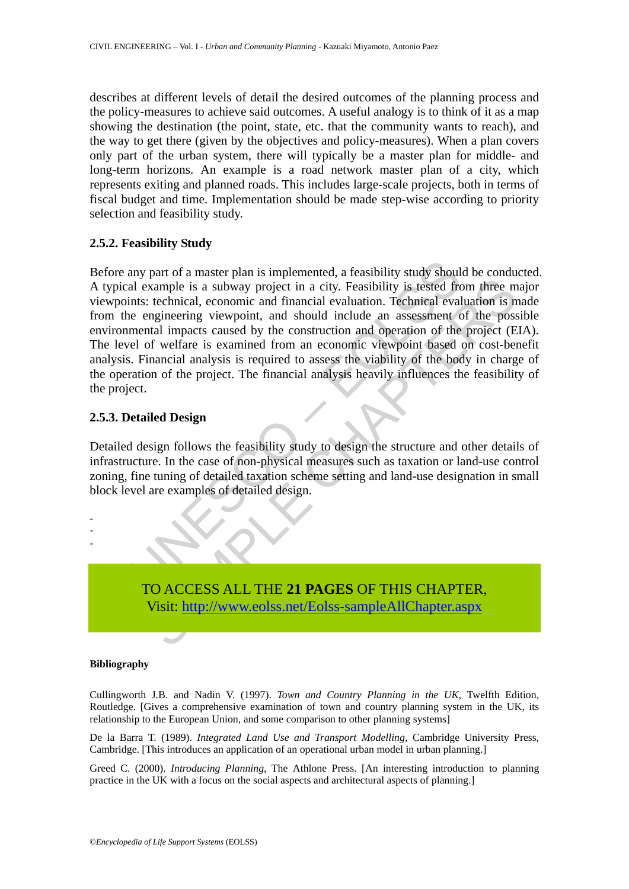describes at different levels of detail the desired outcomes of the planning process and the policy-measures to achieve said outcomes. A useful analogy is to think of it as a map showing the destination (the point, state, etc. that the community wants to reach), and the way to get there (given by the objectives and policy-measures). When a plan covers only part of the urban system, there will typically be a master plan for middle- and long-term horizons. An example is a road network master plan of a city, which represents exiting and planned roads. This includes large-scale projects, both in terms of fiscal budget and time. Implementation should be made step-wise according to priority selection and feasibility study.

### 2.5.2. Feasibility Study

Before any part of a master plan is implemented, a feasibility study should be conducted. A typical example is a subway project in a city. Feasibility is tested from three major viewpoints: technical, economic and financial evaluation. Technical evaluation is made from the engineering viewpoint, and should include an assessment of the possible environmental impacts caused by the construction and operation of the project (EIA). The level of welfare is examined from an economic viewpoint based on cost-benefit analysis. Financial analysis is required to assess the viability of the body in charge of the operation of the project. The financial analysis heavily influences the feasibility of the project.

### 2.5.3. Detailed Design

Detailed design follows the feasibility study to design the structure and other details of infrastructure. In the case of non-physical measures such as taxation or land-use control zoning, fine tuning of detailed taxation scheme setting and land-use designation in small block level are examples of detailed design.

-
-
-

TO ACCESS ALL THE **21 PAGES** OF THIS CHAPTER,
Visit: http://www.eolss.net/Eolss-sampleAllChapter.aspx

**Bibliography**

Cullingworth J.B. and Nadin V. (1997). *Town and Country Planning in the UK*, Twelfth Edition, Routledge. [Gives a comprehensive examination of town and country planning system in the UK, its relationship to the European Union, and some comparison to other planning systems]

De la Barra T. (1989). *Integrated Land Use and Transport Modelling*, Cambridge University Press, Cambridge. [This introduces an application of an operational urban model in urban planning.]

Greed C. (2000). *Introducing Planning*, The Athlone Press. [An interesting introduction to planning practice in the UK with a focus on the social aspects and architectural aspects of planning.]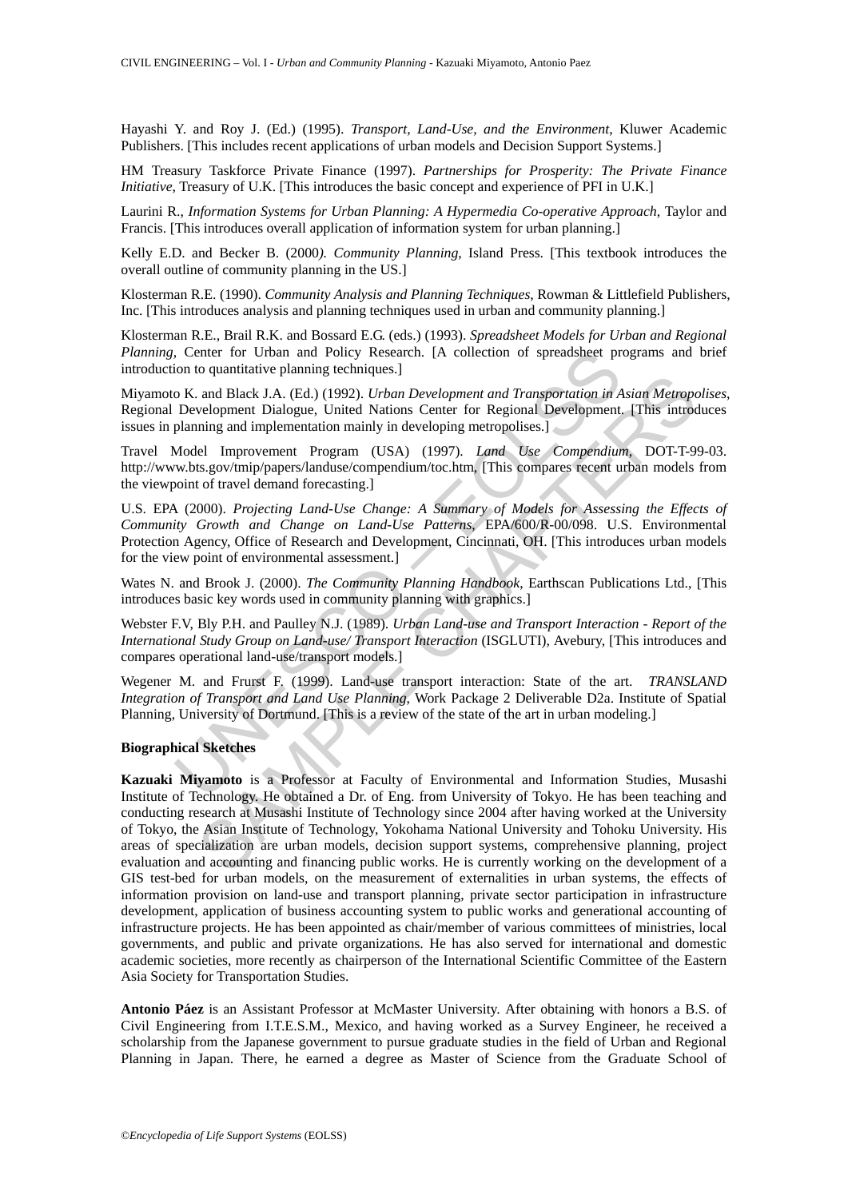Hayashi Y. and Roy J. (Ed.) (1995). *Transport, Land-Use, and the Environment*, Kluwer Academic Publishers. [This includes recent applications of urban models and Decision Support Systems.]

HM Treasury Taskforce Private Finance (1997). *Partnerships for Prosperity: The Private Finance Initiative*, Treasury of U.K. [This introduces the basic concept and experience of PFI in U.K.]

Laurini R., *Information Systems for Urban Planning: A Hypermedia Co-operative Approach*, Taylor and Francis. [This introduces overall application of information system for urban planning.]

Kelly E.D. and Becker B. (2000*). Community Planning*, Island Press. [This textbook introduces the overall outline of community planning in the US.]

Klosterman R.E. (1990). *Community Analysis and Planning Techniques*, Rowman & Littlefield Publishers, Inc. [This introduces analysis and planning techniques used in urban and community planning.]

Klosterman R.E., Brail R.K. and Bossard E.G. (eds.) (1993). *Spreadsheet Models for Urban and Regional Planning*, Center for Urban and Policy Research. [A collection of spreadsheet programs and brief introduction to quantitative planning techniques.]

Miyamoto K. and Black J.A. (Ed.) (1992). *Urban Development and Transportation in Asian Metropolises*, Regional Development Dialogue, United Nations Center for Regional Development. [This introduces issues in planning and implementation mainly in developing metropolises.]

Travel Model Improvement Program (USA) (1997). *Land Use Compendium*, DOT-T-99-03. http://www.bts.gov/tmip/papers/landuse/compendium/toc.htm, [This compares recent urban models from the viewpoint of travel demand forecasting.]

U.S. EPA (2000). *Projecting Land-Use Change: A Summary of Models for Assessing the Effects of Community Growth and Change on Land-Use Patterns*, EPA/600/R-00/098. U.S. Environmental Protection Agency, Office of Research and Development, Cincinnati, OH. [This introduces urban models for the view point of environmental assessment.]

Wates N. and Brook J. (2000). *The Community Planning Handbook*, Earthscan Publications Ltd., [This introduces basic key words used in community planning with graphics.]

Webster F.V, Bly P.H. and Paulley N.J. (1989). *Urban Land-use and Transport Interaction - Report of the International Study Group on Land-use/ Transport Interaction* (ISGLUTI), Avebury, [This introduces and compares operational land-use/transport models.]

Wegener M. and Frurst F. (1999). Land-use transport interaction: State of the art. *TRANSLAND Integration of Transport and Land Use Planning*, Work Package 2 Deliverable D2a. Institute of Spatial Planning, University of Dortmund. [This is a review of the state of the art in urban modeling.]

**Biographical Sketches**

**Kazuaki Miyamoto** is a Professor at Faculty of Environmental and Information Studies, Musashi Institute of Technology. He obtained a Dr. of Eng. from University of Tokyo. He has been teaching and conducting research at Musashi Institute of Technology since 2004 after having worked at the University of Tokyo, the Asian Institute of Technology, Yokohama National University and Tohoku University. His areas of specialization are urban models, decision support systems, comprehensive planning, project evaluation and accounting and financing public works. He is currently working on the development of a GIS test-bed for urban models, on the measurement of externalities in urban systems, the effects of information provision on land-use and transport planning, private sector participation in infrastructure development, application of business accounting system to public works and generational accounting of infrastructure projects. He has been appointed as chair/member of various committees of ministries, local governments, and public and private organizations. He has also served for international and domestic academic societies, more recently as chairperson of the International Scientific Committee of the Eastern Asia Society for Transportation Studies.

**Antonio Páez** is an Assistant Professor at McMaster University. After obtaining with honors a B.S. of Civil Engineering from I.T.E.S.M., Mexico, and having worked as a Survey Engineer, he received a scholarship from the Japanese government to pursue graduate studies in the field of Urban and Regional Planning in Japan. There, he earned a degree as Master of Science from the Graduate School of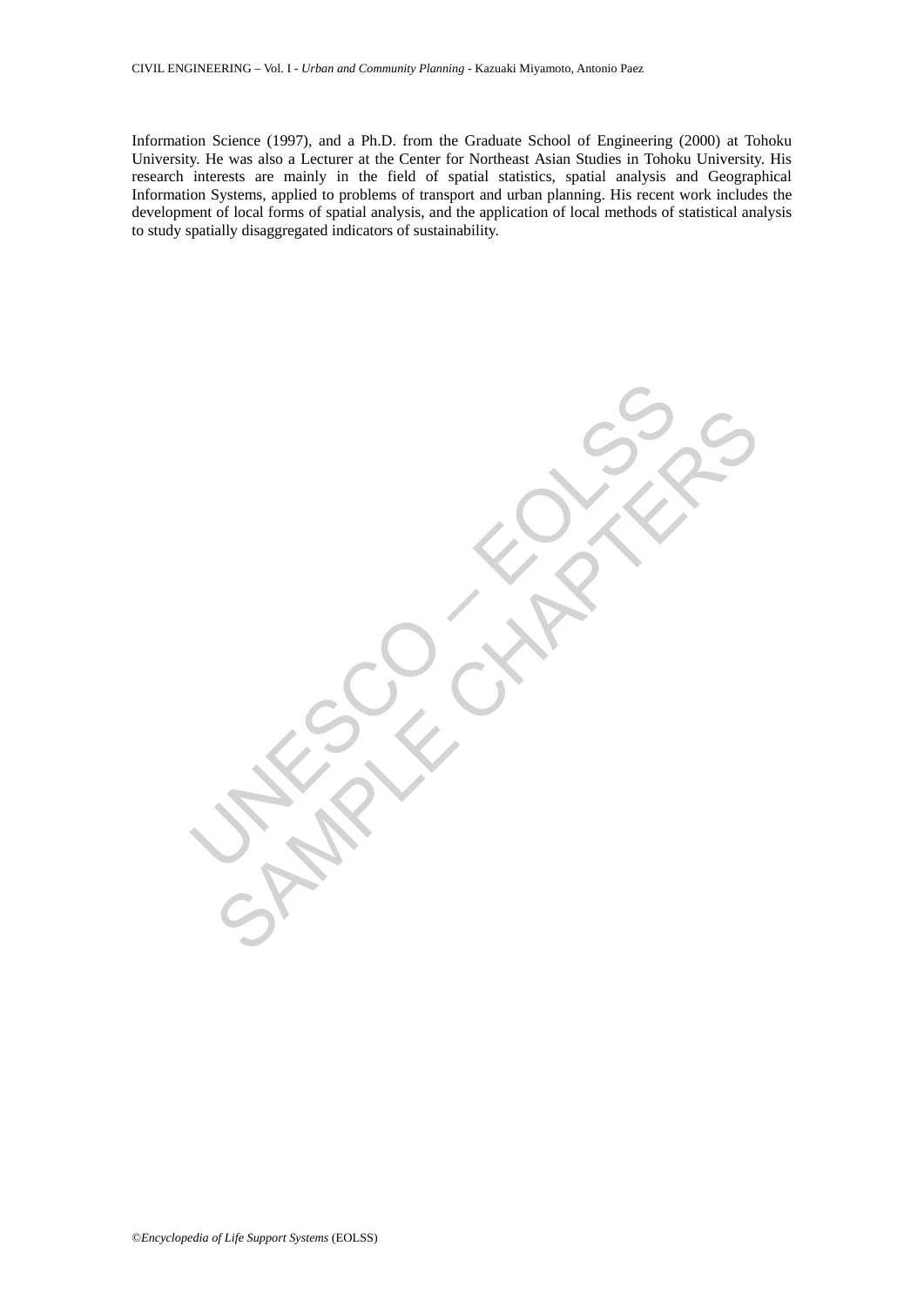Information Science (1997), and a Ph.D. from the Graduate School of Engineering (2000) at Tohoku University. He was also a Lecturer at the Center for Northeast Asian Studies in Tohoku University. His research interests are mainly in the field of spatial statistics, spatial analysis and Geographical Information Systems, applied to problems of transport and urban planning. His recent work includes the development of local forms of spatial analysis, and the application of local methods of statistical analysis to study spatially disaggregated indicators of sustainability.